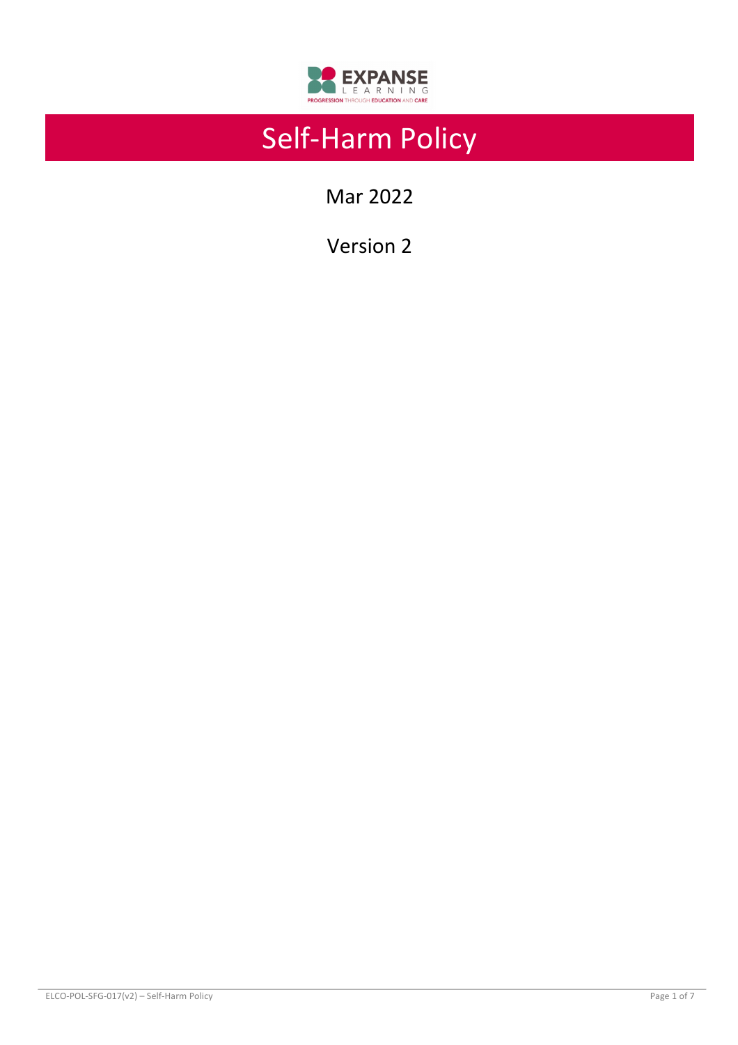# Self-Harm Policy

Mar 2022

Version 2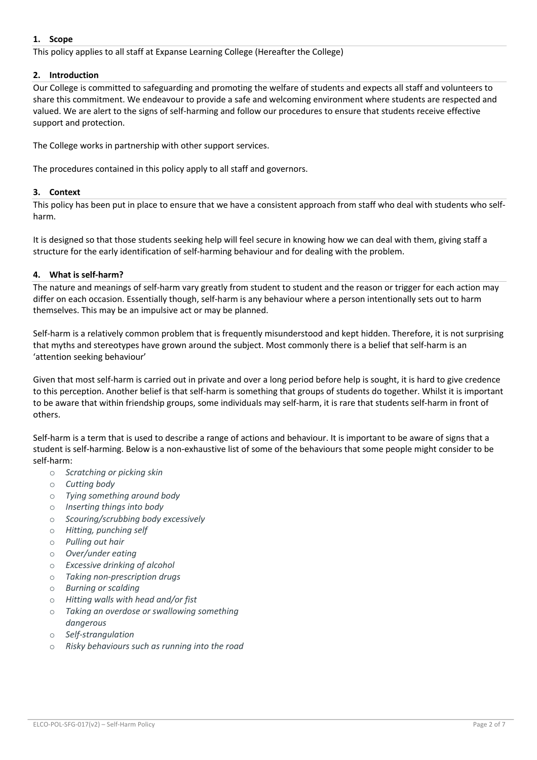## 1. Scope

This policy applies to all staff at Expanse Learning College (Hereafter the College)

## 2. Introduction

Our College is committed to safeguarding and promoting the welfare of students and expects all staff and volunteers to share this commitment. We endeavour to provide a safe and welcoming environment where students are respected and valued. We are alert to the signs of self-harming and follow our procedures to ensure that students receive effective support and protection.

The College works in partnership with other support services.

The procedures contained in this policy apply to all staff and governors.

## 3. Context

This policy has been put in place to ensure that we have a consistent approach from staff who deal with students who self-harm.

It is designed so that those students seeking help will feel secure in knowing how we can deal with them, giving staff a structure for the early identification of self-harming behaviour and for dealing with the problem.

## 4. What is self-harm?

The nature and meanings of self-harm vary greatly from student to student and the reason or trigger for each action may differ on each occasion. Essentially though, self-harm is any behaviour where a person intentionally sets out to harm themselves. This may be an impulsive act or may be planned.

Self-harm is a relatively common problem that is frequently misunderstood and kept hidden. Therefore, it is not surprising that myths and stereotypes have grown around the subject. Most commonly there is a belief that self-harm is an 'attention seeking behaviour'

Given that most self-harm is carried out in private and over a long period before help is sought, it is hard to give credence to this perception. Another belief is that self-harm is something that groups of students do together. Whilst it is important to be aware that within friendship groups, some individuals may self-harm, it is rare that students self-harm in front of others.

Self-harm is a term that is used to describe a range of actions and behaviour. It is important to be aware of signs that a student is self-harming. Below is a non-exhaustive list of some of the behaviours that some people might consider to be self-harm:

- *Scratching or picking skin*
- *Cutting body*
- *Tying something around body*
- *Inserting things into body*
- *Scouring/scrubbing body excessively*
- *Hitting, punching self*
- *Pulling out hair*
- *Over/under eating*
- *Excessive drinking of alcohol*
- *Taking non-prescription drugs*
- *Burning or scalding*
- *Hitting walls with head and/or fist*
- *Taking an overdose or swallowing something dangerous*
- *Self-strangulation*
- *Risky behaviours such as running into the road*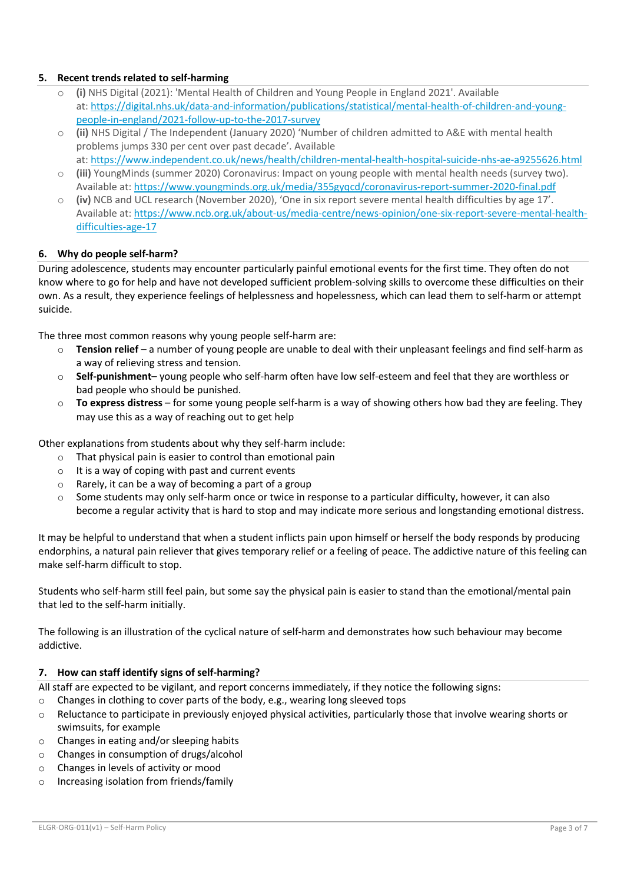## 5. Recent trends related to self-harming

- **(i)** NHS Digital (2021): 'Mental Health of Children and Young People in England 2021'. Available at: [https://digital.nhs.uk/data-and-information/publications/statistical/mental-health-of-children-and-young-people-in-england/2021-follow-up-to-the-2017-survey](https://digital.nhs.uk/data-and-information/publications/statistical/mental-health-of-children-and-young-people-in-england/2021-follow-up-to-the-2017-survey)
- **(ii)** NHS Digital / The Independent (January 2020) 'Number of children admitted to A&E with mental health problems jumps 330 per cent over past decade'. Available at: [https://www.independent.co.uk/news/health/children-mental-health-hospital-suicide-nhs-ae-a9255626.html](https://www.independent.co.uk/news/health/children-mental-health-hospital-suicide-nhs-ae-a9255626.html)
- **(iii)** YoungMinds (summer 2020) Coronavirus: Impact on young people with mental health needs (survey two). Available at: [https://www.youngminds.org.uk/media/355gyqcd/coronavirus-report-summer-2020-final.pdf](https://www.youngminds.org.uk/media/355gyqcd/coronavirus-report-summer-2020-final.pdf)
- **(iv)** NCB and UCL research (November 2020), 'One in six report severe mental health difficulties by age 17'. Available at: [https://www.ncb.org.uk/about-us/media-centre/news-opinion/one-six-report-severe-mental-health-difficulties-age-17](https://www.ncb.org.uk/about-us/media-centre/news-opinion/one-six-report-severe-mental-health-difficulties-age-17)

## 6. Why do people self-harm?

During adolescence, students may encounter particularly painful emotional events for the first time. They often do not know where to go for help and have not developed sufficient problem-solving skills to overcome these difficulties on their own. As a result, they experience feelings of helplessness and hopelessness, which can lead them to self-harm or attempt suicide.

The three most common reasons why young people self-harm are:

- **Tension relief** – a number of young people are unable to deal with their unpleasant feelings and find self-harm as a way of relieving stress and tension.
- **Self-punishment**– young people who self-harm often have low self-esteem and feel that they are worthless or bad people who should be punished.
- **To express distress** – for some young people self-harm is a way of showing others how bad they are feeling. They may use this as a way of reaching out to get help

Other explanations from students about why they self-harm include:

- That physical pain is easier to control than emotional pain
- It is a way of coping with past and current events
- Rarely, it can be a way of becoming a part of a group
- Some students may only self-harm once or twice in response to a particular difficulty, however, it can also become a regular activity that is hard to stop and may indicate more serious and longstanding emotional distress.

It may be helpful to understand that when a student inflicts pain upon himself or herself the body responds by producing endorphins, a natural pain reliever that gives temporary relief or a feeling of peace. The addictive nature of this feeling can make self-harm difficult to stop.

Students who self-harm still feel pain, but some say the physical pain is easier to stand than the emotional/mental pain that led to the self-harm initially.

The following is an illustration of the cyclical nature of self-harm and demonstrates how such behaviour may become addictive.

## 7. How can staff identify signs of self-harming?

All staff are expected to be vigilant, and report concerns immediately, if they notice the following signs:

- Changes in clothing to cover parts of the body, e.g., wearing long sleeved tops
- Reluctance to participate in previously enjoyed physical activities, particularly those that involve wearing shorts or swimsuits, for example
- Changes in eating and/or sleeping habits
- Changes in consumption of drugs/alcohol
- Changes in levels of activity or mood
- Increasing isolation from friends/family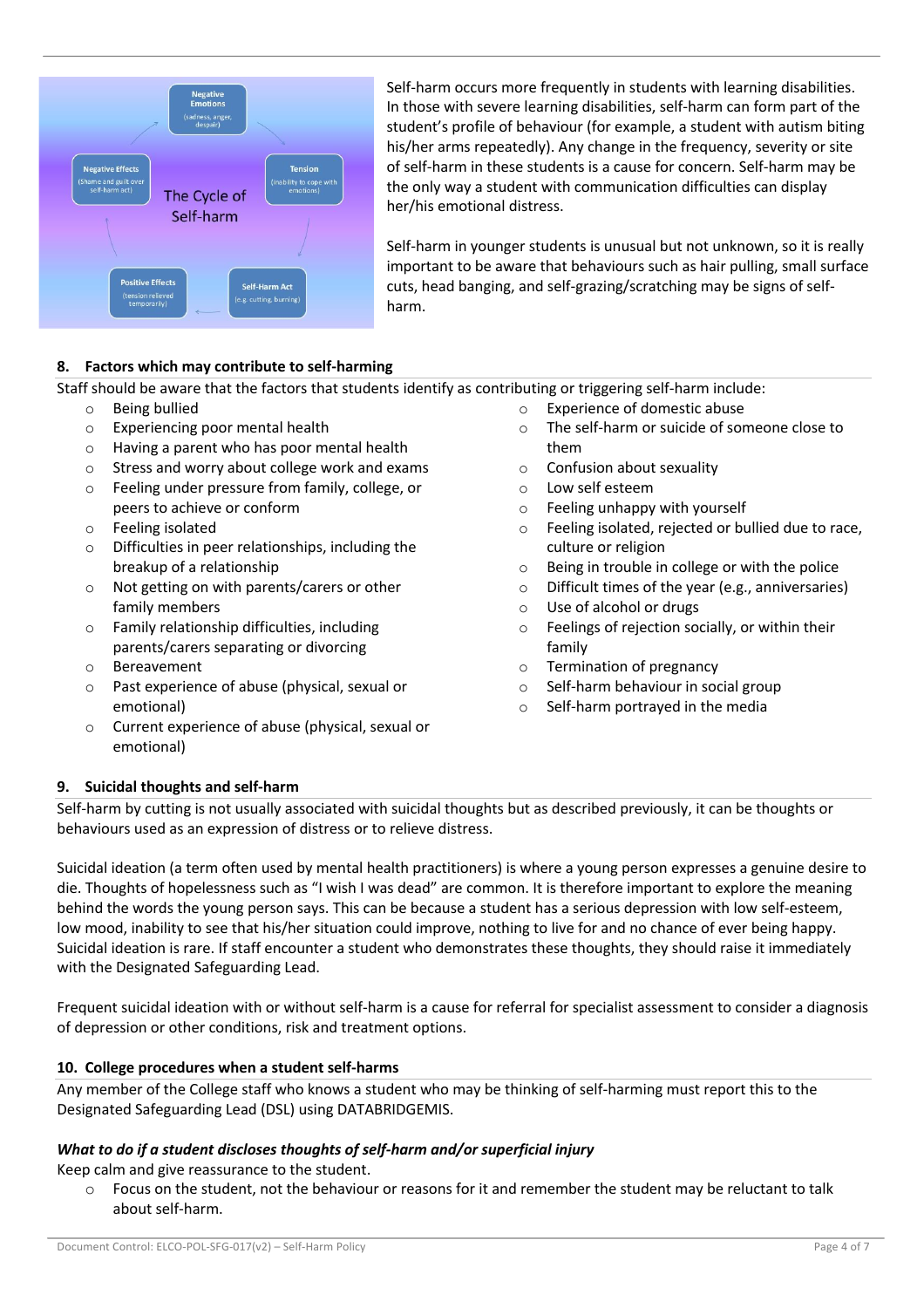**The Cycle of Self-harm**

- **Negative Emotions** (sadness, anger, despair)
- **Tension** (inability to cope with emotions)
- **Self-Harm Act** (e.g. cutting, burning)
- **Positive Effects** (tension relieved temporarily)
- **Negative Effects** (shame and guilt over self-harm act)

Self-harm occurs more frequently in students with learning disabilities. In those with severe learning disabilities, self-harm can form part of the student's profile of behaviour (for example, a student with autism biting his/her arms repeatedly). Any change in the frequency, severity or site of self-harm in these students is a cause for concern. Self-harm may be the only way a student with communication difficulties can display her/his emotional distress.

Self-harm in younger students is unusual but not unknown, so it is really important to be aware that behaviours such as hair pulling, small surface cuts, head banging, and self-grazing/scratching may be signs of self-harm.

## 8. Factors which may contribute to self-harming

Staff should be aware that the factors that students identify as contributing or triggering self-harm include:

- Being bullied
- Experiencing poor mental health
- Having a parent who has poor mental health
- Stress and worry about college work and exams
- Feeling under pressure from family, college, or peers to achieve or conform
- Feeling isolated
- Difficulties in peer relationships, including the breakup of a relationship
- Not getting on with parents/carers or other family members
- Family relationship difficulties, including parents/carers separating or divorcing
- Bereavement
- Past experience of abuse (physical, sexual or emotional)
- Current experience of abuse (physical, sexual or emotional)
- Experience of domestic abuse
- The self-harm or suicide of someone close to them
- Confusion about sexuality
- Low self esteem
- Feeling unhappy with yourself
- Feeling isolated, rejected or bullied due to race, culture or religion
- Being in trouble in college or with the police
- Difficult times of the year (e.g., anniversaries)
- Use of alcohol or drugs
- Feelings of rejection socially, or within their family
- Termination of pregnancy
- Self-harm behaviour in social group
- Self-harm portrayed in the media

## 9. Suicidal thoughts and self-harm

Self-harm by cutting is not usually associated with suicidal thoughts but as described previously, it can be thoughts or behaviours used as an expression of distress or to relieve distress.

Suicidal ideation (a term often used by mental health practitioners) is where a young person expresses a genuine desire to die. Thoughts of hopelessness such as "I wish I was dead" are common. It is therefore important to explore the meaning behind the words the young person says. This can be because a student has a serious depression with low self-esteem, low mood, inability to see that his/her situation could improve, nothing to live for and no chance of ever being happy. Suicidal ideation is rare. If staff encounter a student who demonstrates these thoughts, they should raise it immediately with the Designated Safeguarding Lead.

Frequent suicidal ideation with or without self-harm is a cause for referral for specialist assessment to consider a diagnosis of depression or other conditions, risk and treatment options.

## 10. College procedures when a student self-harms

Any member of the College staff who knows a student who may be thinking of self-harming must report this to the Designated Safeguarding Lead (DSL) using DATABRIDGEMIS.

***What to do if a student discloses thoughts of self-harm and/or superficial injury***

Keep calm and give reassurance to the student.

- Focus on the student, not the behaviour or reasons for it and remember the student may be reluctant to talk about self-harm.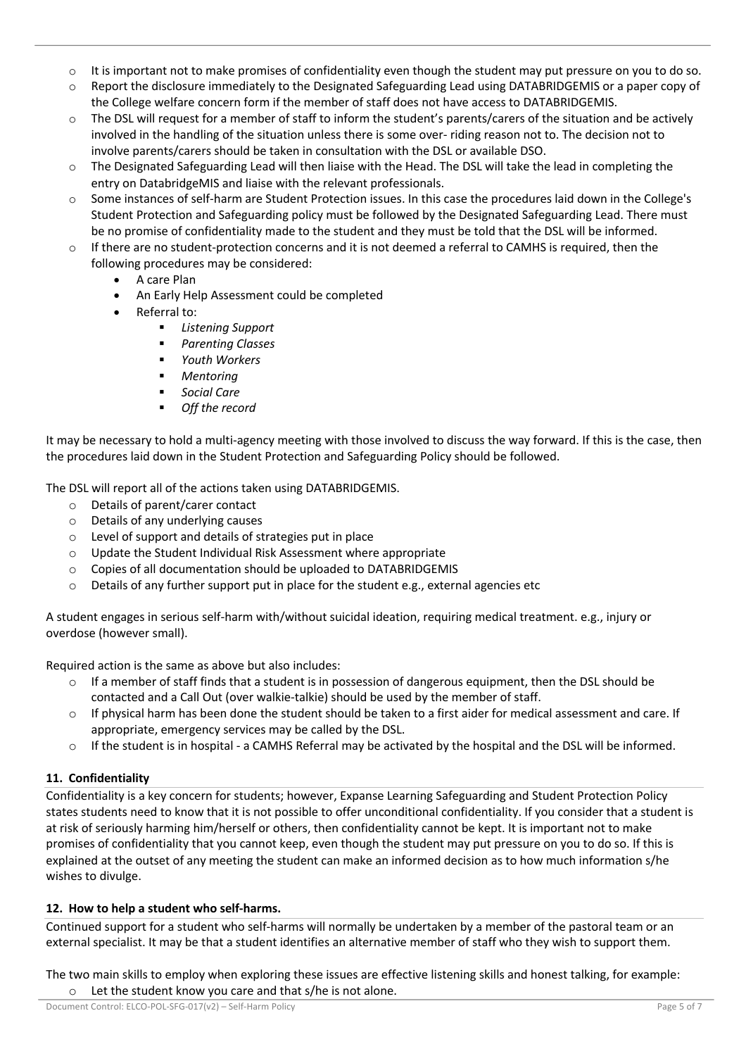- It is important not to make promises of confidentiality even though the student may put pressure on you to do so.
- Report the disclosure immediately to the Designated Safeguarding Lead using DATABRIDGEMIS or a paper copy of the College welfare concern form if the member of staff does not have access to DATABRIDGEMIS.
- The DSL will request for a member of staff to inform the student's parents/carers of the situation and be actively involved in the handling of the situation unless there is some over- riding reason not to. The decision not to involve parents/carers should be taken in consultation with the DSL or available DSO.
- The Designated Safeguarding Lead will then liaise with the Head. The DSL will take the lead in completing the entry on DatabridgeMIS and liaise with the relevant professionals.
- Some instances of self-harm are Student Protection issues. In this case the procedures laid down in the College's Student Protection and Safeguarding policy must be followed by the Designated Safeguarding Lead. There must be no promise of confidentiality made to the student and they must be told that the DSL will be informed.
- If there are no student-protection concerns and it is not deemed a referral to CAMHS is required, then the following procedures may be considered:
    - A care Plan
    - An Early Help Assessment could be completed
    - Referral to:
        - *Listening Support*
        - *Parenting Classes*
        - *Youth Workers*
        - *Mentoring*
        - *Social Care*
        - *Off the record*

It may be necessary to hold a multi-agency meeting with those involved to discuss the way forward. If this is the case, then the procedures laid down in the Student Protection and Safeguarding Policy should be followed.

The DSL will report all of the actions taken using DATABRIDGEMIS.

- Details of parent/carer contact
- Details of any underlying causes
- Level of support and details of strategies put in place
- Update the Student Individual Risk Assessment where appropriate
- Copies of all documentation should be uploaded to DATABRIDGEMIS
- Details of any further support put in place for the student e.g., external agencies etc

A student engages in serious self-harm with/without suicidal ideation, requiring medical treatment. e.g., injury or overdose (however small).

Required action is the same as above but also includes:

- If a member of staff finds that a student is in possession of dangerous equipment, then the DSL should be contacted and a Call Out (over walkie-talkie) should be used by the member of staff.
- If physical harm has been done the student should be taken to a first aider for medical assessment and care. If appropriate, emergency services may be called by the DSL.
- If the student is in hospital - a CAMHS Referral may be activated by the hospital and the DSL will be informed.

## 11. Confidentiality

Confidentiality is a key concern for students; however, Expanse Learning Safeguarding and Student Protection Policy states students need to know that it is not possible to offer unconditional confidentiality. If you consider that a student is at risk of seriously harming him/herself or others, then confidentiality cannot be kept. It is important not to make promises of confidentiality that you cannot keep, even though the student may put pressure on you to do so. If this is explained at the outset of any meeting the student can make an informed decision as to how much information s/he wishes to divulge.

## 12. How to help a student who self-harms.

Continued support for a student who self-harms will normally be undertaken by a member of the pastoral team or an external specialist. It may be that a student identifies an alternative member of staff who they wish to support them.

The two main skills to employ when exploring these issues are effective listening skills and honest talking, for example:

- Let the student know you care and that s/he is not alone.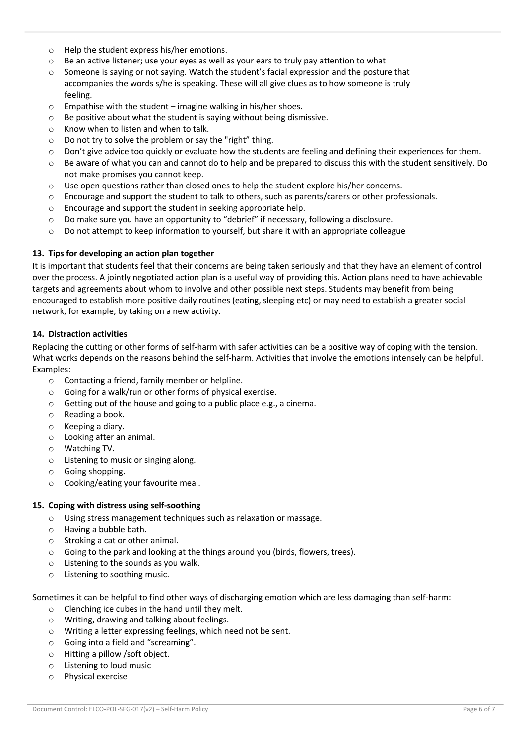- Help the student express his/her emotions.
- Be an active listener; use your eyes as well as your ears to truly pay attention to what
- Someone is saying or not saying. Watch the student's facial expression and the posture that accompanies the words s/he is speaking. These will all give clues as to how someone is truly feeling.
- Empathise with the student – imagine walking in his/her shoes.
- Be positive about what the student is saying without being dismissive.
- Know when to listen and when to talk.
- Do not try to solve the problem or say the "right" thing.
- Don't give advice too quickly or evaluate how the students are feeling and defining their experiences for them.
- Be aware of what you can and cannot do to help and be prepared to discuss this with the student sensitively. Do not make promises you cannot keep.
- Use open questions rather than closed ones to help the student explore his/her concerns.
- Encourage and support the student to talk to others, such as parents/carers or other professionals.
- Encourage and support the student in seeking appropriate help.
- Do make sure you have an opportunity to "debrief" if necessary, following a disclosure.
- Do not attempt to keep information to yourself, but share it with an appropriate colleague

### 13. Tips for developing an action plan together

It is important that students feel that their concerns are being taken seriously and that they have an element of control over the process. A jointly negotiated action plan is a useful way of providing this. Action plans need to have achievable targets and agreements about whom to involve and other possible next steps. Students may benefit from being encouraged to establish more positive daily routines (eating, sleeping etc) or may need to establish a greater social network, for example, by taking on a new activity.

### 14. Distraction activities

Replacing the cutting or other forms of self-harm with safer activities can be a positive way of coping with the tension. What works depends on the reasons behind the self-harm. Activities that involve the emotions intensely can be helpful. Examples:

- Contacting a friend, family member or helpline.
- Going for a walk/run or other forms of physical exercise.
- Getting out of the house and going to a public place e.g., a cinema.
- Reading a book.
- Keeping a diary.
- Looking after an animal.
- Watching TV.
- Listening to music or singing along.
- Going shopping.
- Cooking/eating your favourite meal.

### 15. Coping with distress using self-soothing

- Using stress management techniques such as relaxation or massage.
- Having a bubble bath.
- Stroking a cat or other animal.
- Going to the park and looking at the things around you (birds, flowers, trees).
- Listening to the sounds as you walk.
- Listening to soothing music.

Sometimes it can be helpful to find other ways of discharging emotion which are less damaging than self-harm:

- Clenching ice cubes in the hand until they melt.
- Writing, drawing and talking about feelings.
- Writing a letter expressing feelings, which need not be sent.
- Going into a field and "screaming".
- Hitting a pillow /soft object.
- Listening to loud music
- Physical exercise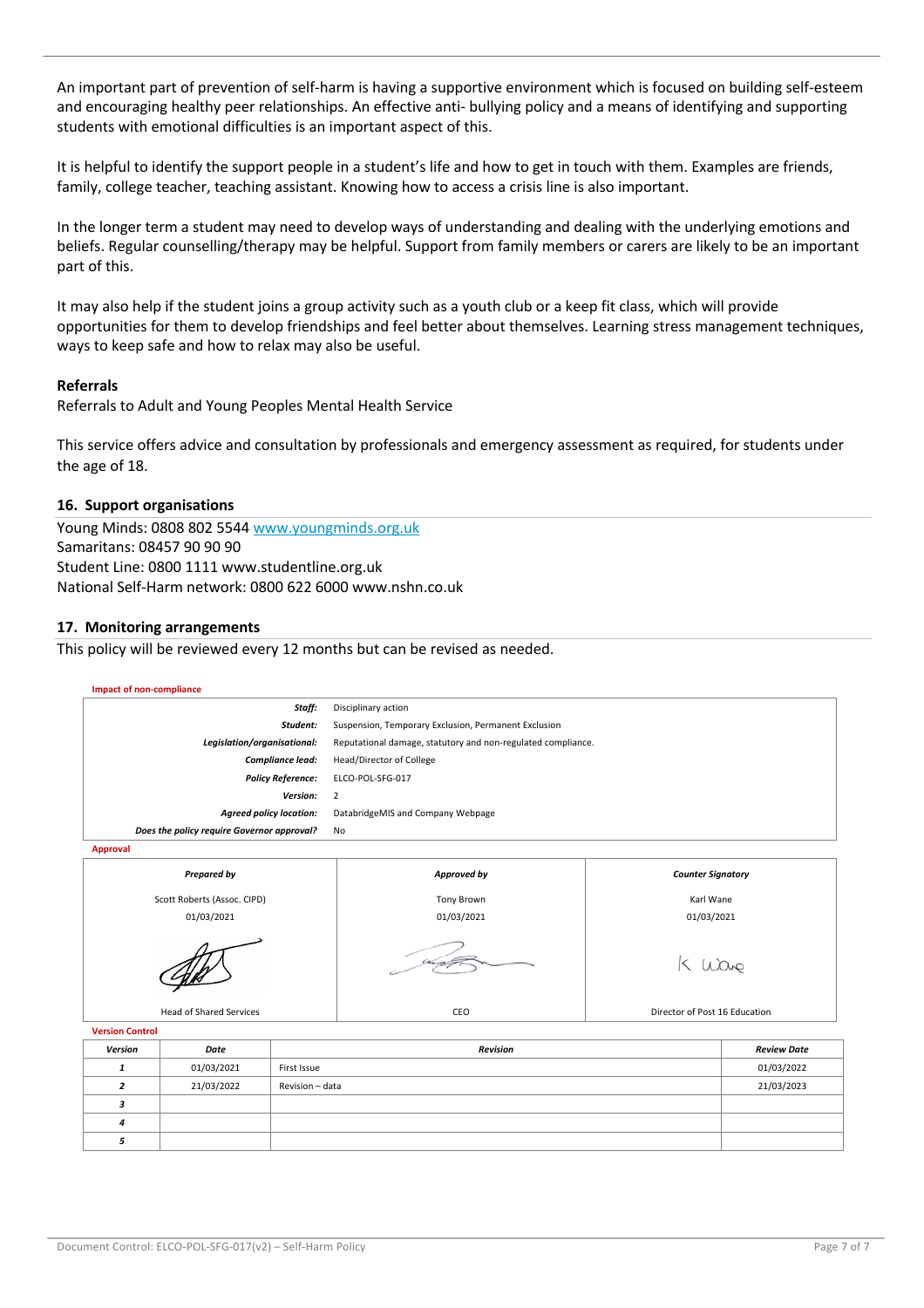An important part of prevention of self-harm is having a supportive environment which is focused on building self-esteem and encouraging healthy peer relationships. An effective anti- bullying policy and a means of identifying and supporting students with emotional difficulties is an important aspect of this.

It is helpful to identify the support people in a student's life and how to get in touch with them. Examples are friends, family, college teacher, teaching assistant. Knowing how to access a crisis line is also important.

In the longer term a student may need to develop ways of understanding and dealing with the underlying emotions and beliefs. Regular counselling/therapy may be helpful. Support from family members or carers are likely to be an important part of this.

It may also help if the student joins a group activity such as a youth club or a keep fit class, which will provide opportunities for them to develop friendships and feel better about themselves. Learning stress management techniques, ways to keep safe and how to relax may also be useful.

**Referrals**

Referrals to Adult and Young Peoples Mental Health Service

This service offers advice and consultation by professionals and emergency assessment as required, for students under the age of 18.

## 16. Support organisations

Young Minds: 0808 802 5544 www.youngminds.org.uk
Samaritans: 08457 90 90 90
Student Line: 0800 1111 www.studentline.org.uk
National Self-Harm network: 0800 622 6000 www.nshn.co.uk

## 17. Monitoring arrangements

This policy will be reviewed every 12 months but can be revised as needed.

**Impact of non-compliance**

| | |
|---|---|
| ***Staff:*** | Disciplinary action |
| ***Student:*** | Suspension, Temporary Exclusion, Permanent Exclusion |
| ***Legislation/organisational:*** | Reputational damage, statutory and non-regulated compliance. |
| ***Compliance lead:*** | Head/Director of College |
| ***Policy Reference:*** | ELCO-POL-SFG-017 |
| ***Version:*** | 2 |
| ***Agreed policy location:*** | DatabridgeMIS and Company Webpage |
| ***Does the policy require Governor approval?*** | No |

**Approval**

| *Prepared by* | *Approved by* | *Counter Signatory* |
|---|---|---|
| Scott Roberts (Assoc. CIPD) | Tony Brown | Karl Wane |
| 01/03/2021 | 01/03/2021 | 01/03/2021 |
| | | K Wane |
| Head of Shared Services | CEO | Director of Post 16 Education |

**Version Control**

| *Version* | *Date* | *Revision* | *Review Date* |
|---|---|---|---|
| *1* | 01/03/2021 | First Issue | 01/03/2022 |
| *2* | 21/03/2022 | Revision – data | 21/03/2023 |
| *3* | | | |
| *4* | | | |
| *5* | | | |